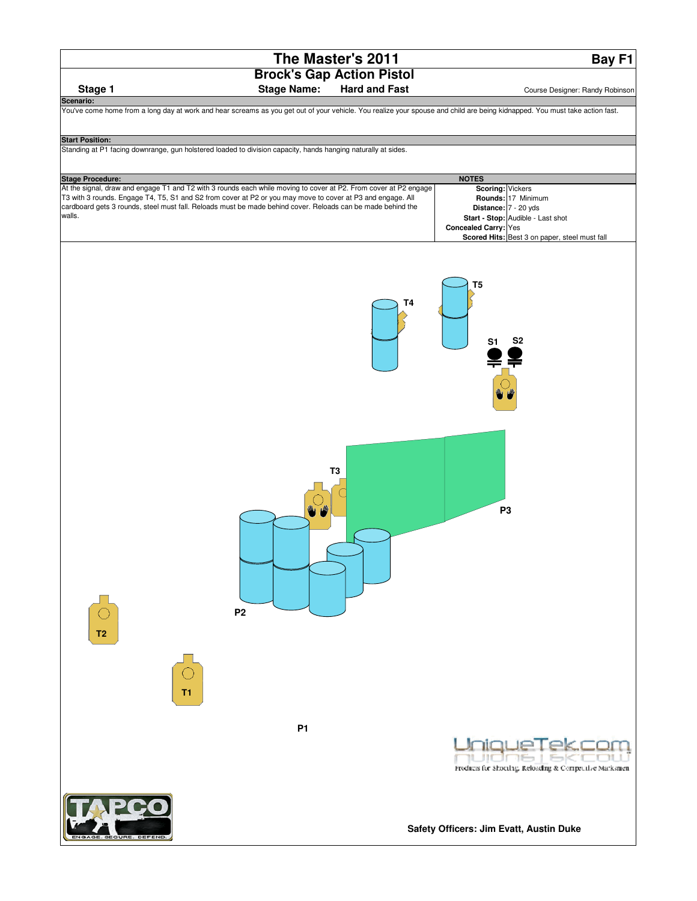# The Master's 2011

**Bay F1**

## Brock's Gap Action Pistol

**Stage 1** | **Stage Name: Hard and Fast** | Course Designer: Randy Robinson

**Scenario:**

You've come home from a long day at work and hear screams as you get out of your vehicle. You realize your spouse and child are being kidnapped. You must take action fast.

**Start Position:**

Standing at P1 facing downrange, gun holstered loaded to division capacity, hands hanging naturally at sides.

**Stage Procedure:**

At the signal, draw and engage T1 and T2 with 3 rounds each while moving to cover at P2. From cover at P2 engage T3 with 3 rounds. Engage T4, T5, S1 and S2 from cover at P2 or you may move to cover at P3 and engage. All cardboard gets 3 rounds, steel must fall. Reloads must be made behind cover. Reloads can be made behind the walls.

**NOTES**

| | |
|---|---|
| **Scoring:** | Vickers |
| **Rounds:** | 17 Minimum |
| **Distance:** | 7 - 20 yds |
| **Start - Stop:** | Audible - Last shot |
| **Concealed Carry:** | Yes |
| **Scored Hits:** | Best 3 on paper, steel must fall |

T5 T4 S1 S2 T3 P3 P2 T2 T1 P1

UniqueTek.com
Products for Shooting, Reloading & Competitive Marksmen

TAPCO
ENGAGE. SECURE. DEFEND.

**Safety Officers: Jim Evatt, Austin Duke**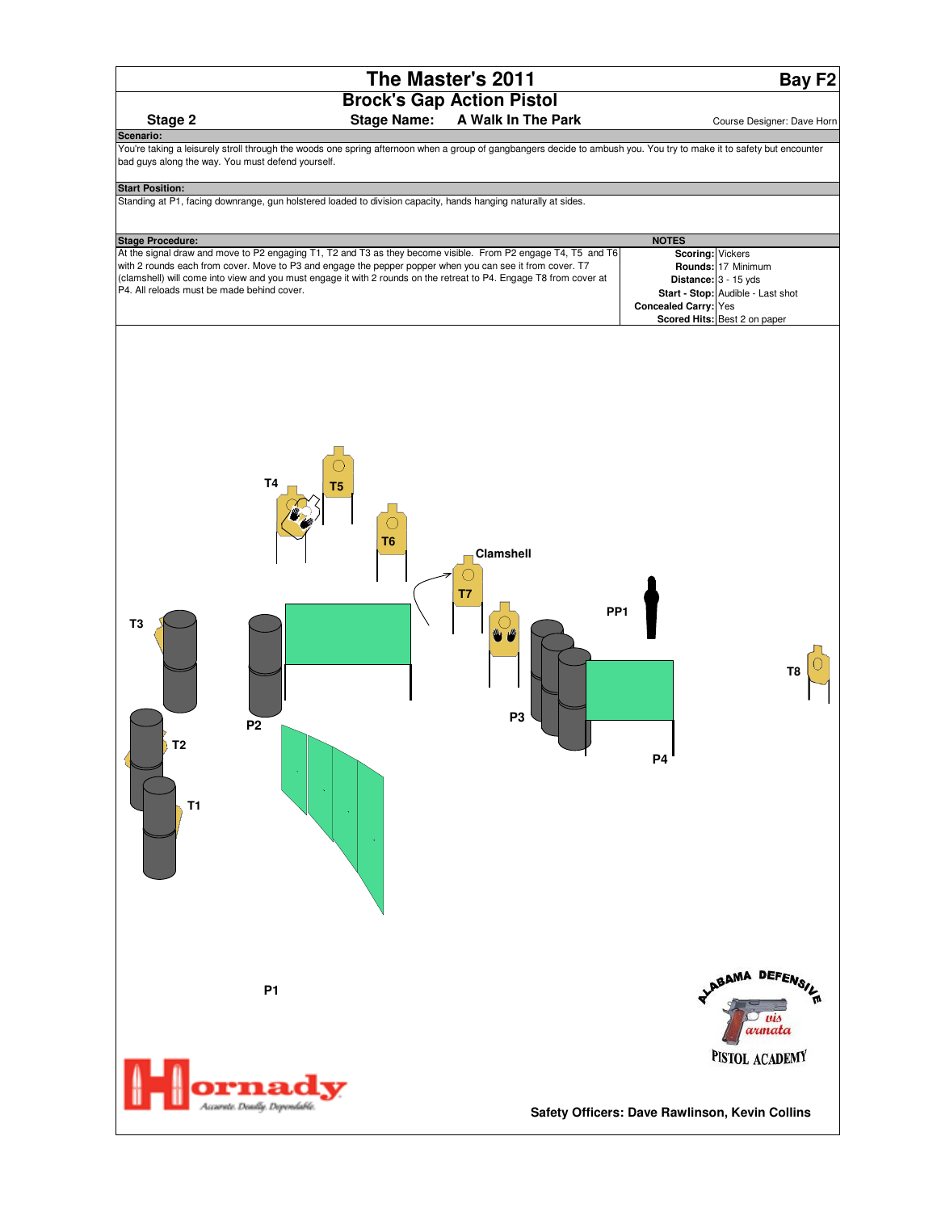# The Master's 2011

**Bay F2**

## Brock's Gap Action Pistol

**Stage 2** | **Stage Name: A Walk In The Park** | Course Designer: Dave Horn

**Scenario:**

You're taking a leisurely stroll through the woods one spring afternoon when a group of gangbangers decide to ambush you. You try to make it to safety but encounter bad guys along the way. You must defend yourself.

**Start Position:**

Standing at P1, facing downrange, gun holstered loaded to division capacity, hands hanging naturally at sides.

**Stage Procedure:**

At the signal draw and move to P2 engaging T1, T2 and T3 as they become visible. From P2 engage T4, T5 and T6 with 2 rounds each from cover. Move to P3 and engage the pepper popper when you can see it from cover. T7 (clamshell) will come into view and you must engage it with 2 rounds on the retreat to P4. Engage T8 from cover at P4. All reloads must be made behind cover.

**NOTES**

| | |
|---|---|
| **Scoring:** | Vickers |
| **Rounds:** | 17 Minimum |
| **Distance:** | 3 - 15 yds |
| **Start - Stop:** | Audible - Last shot |
| **Concealed Carry:** | Yes |
| **Scored Hits:** | Best 2 on paper |

T4 T5 T6 Clamshell T7 PP1 T3 T8 P2 P3 T2 P4 T1 P1

ALABAMA DEFENSIVE PISTOL ACADEMY

Hornady — Accurate. Deadly. Dependable.

**Safety Officers: Dave Rawlinson, Kevin Collins**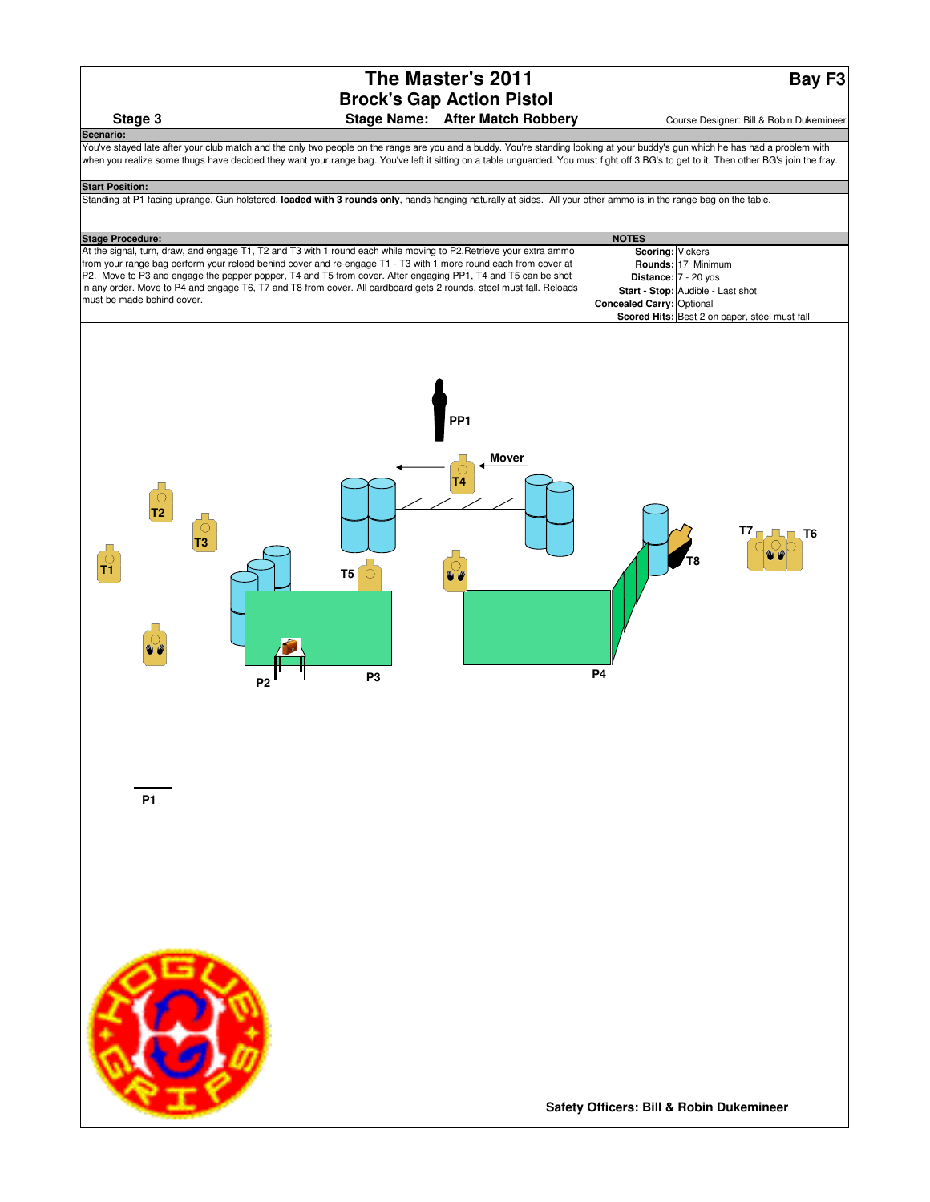# The Master's 2011

**Bay F3**

## Brock's Gap Action Pistol

**Stage 3** | **Stage Name: After Match Robbery** | Course Designer: Bill & Robin Dukemineer

**Scenario:**

You've stayed late after your club match and the only two people on the range are you and a buddy. You're standing looking at your buddy's gun which he has had a problem with when you realize some thugs have decided they want your range bag. You've left it sitting on a table unguarded. You must fight off 3 BG's to get to it. Then other BG's join the fray.

**Start Position:**

Standing at P1 facing uprange, Gun holstered, **loaded with 3 rounds only**, hands hanging naturally at sides. All your other ammo is in the range bag on the table.

**Stage Procedure:**

At the signal, turn, draw, and engage T1, T2 and T3 with 1 round each while moving to P2.Retrieve your extra ammo from your range bag perform your reload behind cover and re-engage T1 - T3 with 1 more round each from cover at P2. Move to P3 and engage the pepper popper, T4 and T5 from cover. After engaging PP1, T4 and T5 can be shot in any order. Move to P4 and engage T6, T7 and T8 from cover. All cardboard gets 2 rounds, steel must fall. Reloads must be made behind cover.

**NOTES**

| | |
|---|---|
| **Scoring:** | Vickers |
| **Rounds:** | 17 Minimum |
| **Distance:** | 7 - 20 yds |
| **Start - Stop:** | Audible - Last shot |
| **Concealed Carry:** | Optional |
| **Scored Hits:** | Best 2 on paper, steel must fall |

PP1 — Mover — T4 — T2 — T3 — T1 — T5 — T7 — T6 — T8 — P2 — P3 — P4 — P1

**Safety Officers: Bill & Robin Dukemineer**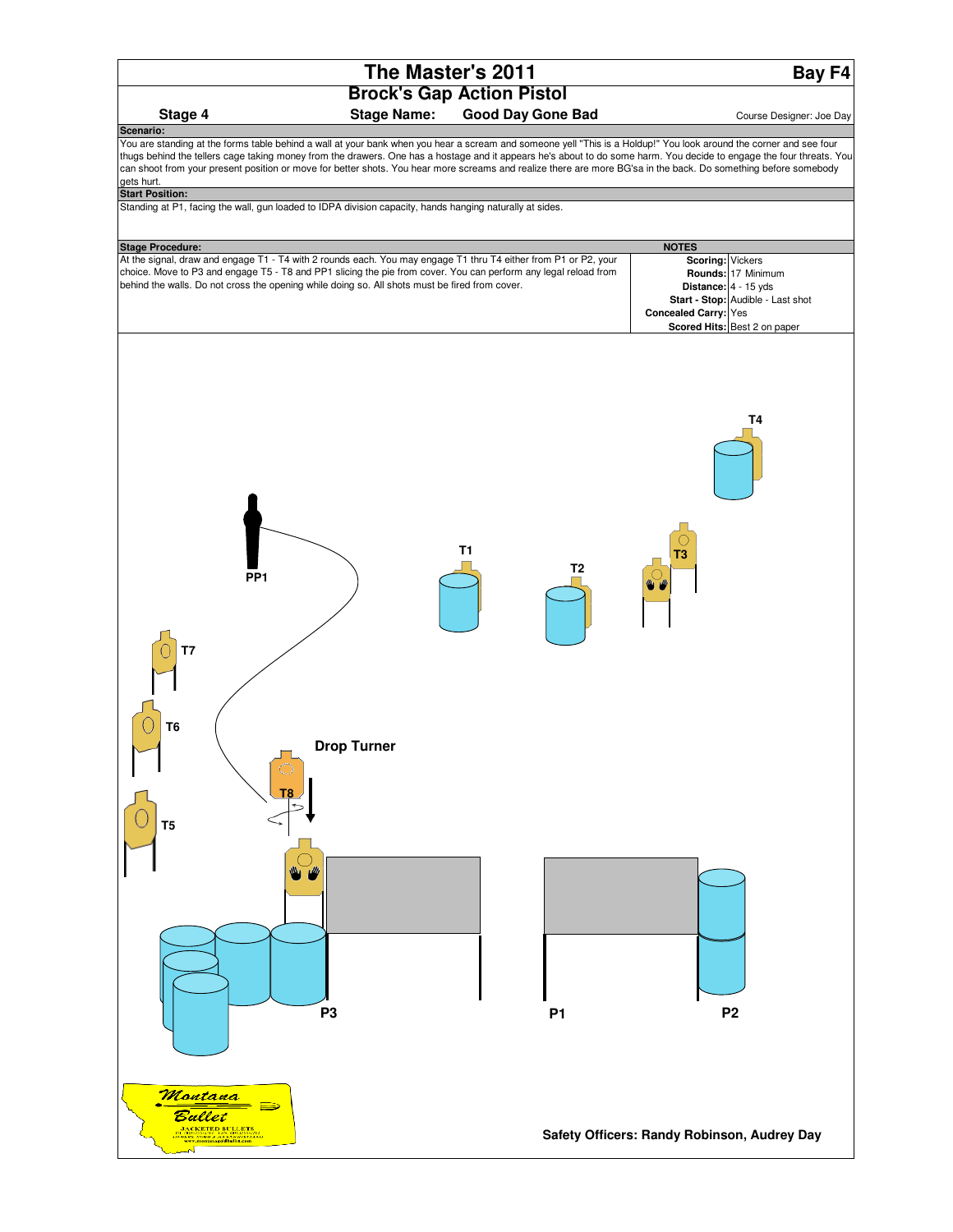# The Master's 2011

**Bay F4**

## Brock's Gap Action Pistol

**Stage 4** **Stage Name:** **Good Day Gone Bad** Course Designer: Joe Day

**Scenario:**

You are standing at the forms table behind a wall at your bank when you hear a scream and someone yell "This is a Holdup!" You look around the corner and see four thugs behind the tellers cage taking money from the drawers. One has a hostage and it appears he's about to do some harm. You decide to engage the four threats. You can shoot from your present position or move for better shots. You hear more screams and realize there are more BG'sa in the back. Do something before somebody gets hurt.

**Start Position:**

Standing at P1, facing the wall, gun loaded to IDPA division capacity, hands hanging naturally at sides.

**Stage Procedure:**

At the signal, draw and engage T1 - T4 with 2 rounds each. You may engage T1 thru T4 either from P1 or P2, your choice. Move to P3 and engage T5 - T8 and PP1 slicing the pie from cover. You can perform any legal reload from behind the walls. Do not cross the opening while doing so. All shots must be fired from cover.

**NOTES**

| | |
|---|---|
| **Scoring:** | Vickers |
| **Rounds:** | 17 Minimum |
| **Distance:** | 4 - 15 yds |
| **Start - Stop:** | Audible - Last shot |
| **Concealed Carry:** | Yes |
| **Scored Hits:** | Best 2 on paper |

T4

T3

T1

T2

PP1

T7

T6

Drop Turner

T8

T5

P3

P1

P2

Safety Officers: Randy Robinson, Audrey Day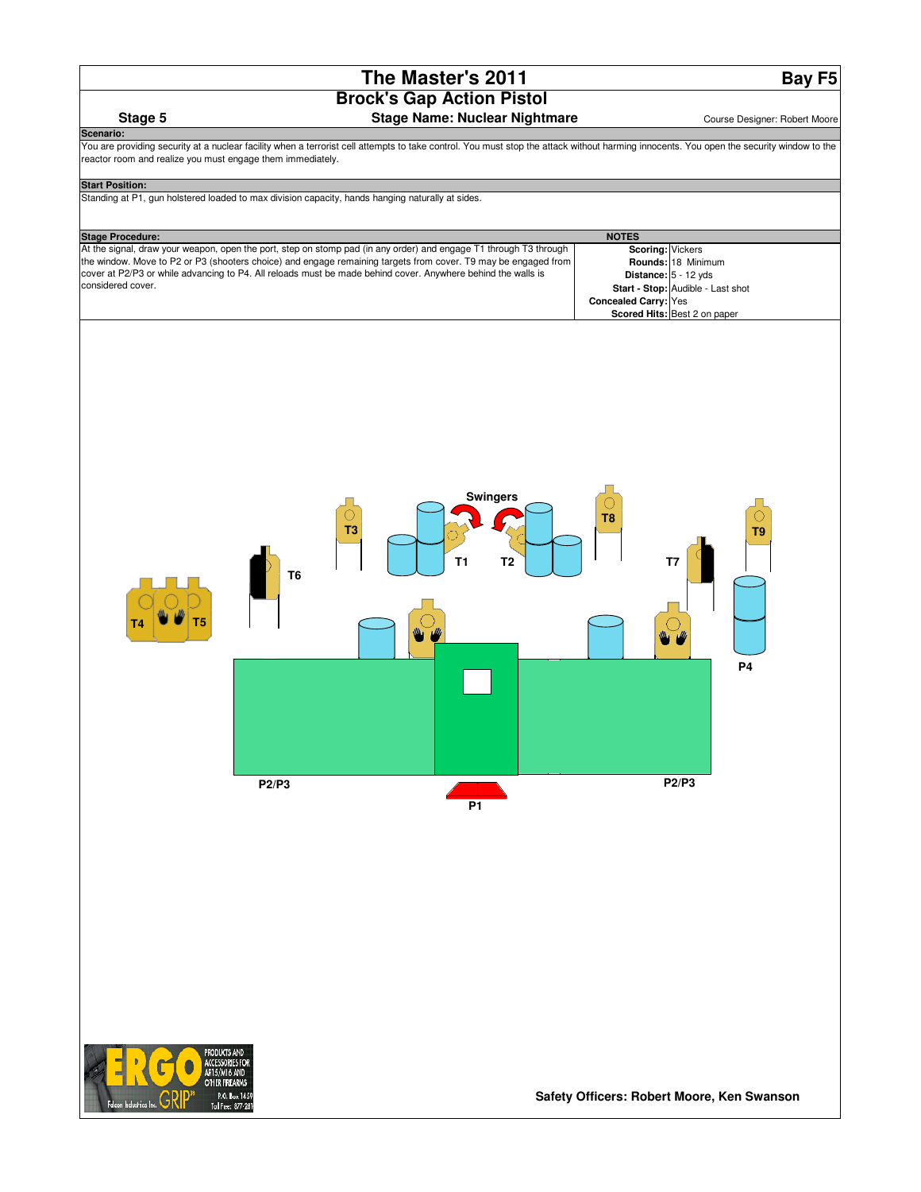# The Master's 2011

**Bay F5**

## Brock's Gap Action Pistol

**Stage 5** — **Stage Name: Nuclear Nightmare** — Course Designer: Robert Moore

**Scenario:**

You are providing security at a nuclear facility when a terrorist cell attempts to take control. You must stop the attack without harming innocents. You open the security window to the reactor room and realize you must engage them immediately.

**Start Position:**

Standing at P1, gun holstered loaded to max division capacity, hands hanging naturally at sides.

**Stage Procedure:**

At the signal, draw your weapon, open the port, step on stomp pad (in any order) and engage T1 through T3 through the window. Move to P2 or P3 (shooters choice) and engage remaining targets from cover. T9 may be engaged from cover at P2/P3 or while advancing to P4. All reloads must be made behind cover. Anywhere behind the walls is considered cover.

**NOTES**

| | |
|---|---|
| **Scoring:** | Vickers |
| **Rounds:** | 18 Minimum |
| **Distance:** | 5 - 12 yds |
| **Start - Stop:** | Audible - Last shot |
| **Concealed Carry:** | Yes |
| **Scored Hits:** | Best 2 on paper |

Swingers

T1 T2 T3 T4 T5 T6 T7 T8 T9

P1 P2/P3 P2/P3 P4

**Safety Officers: Robert Moore, Ken Swanson**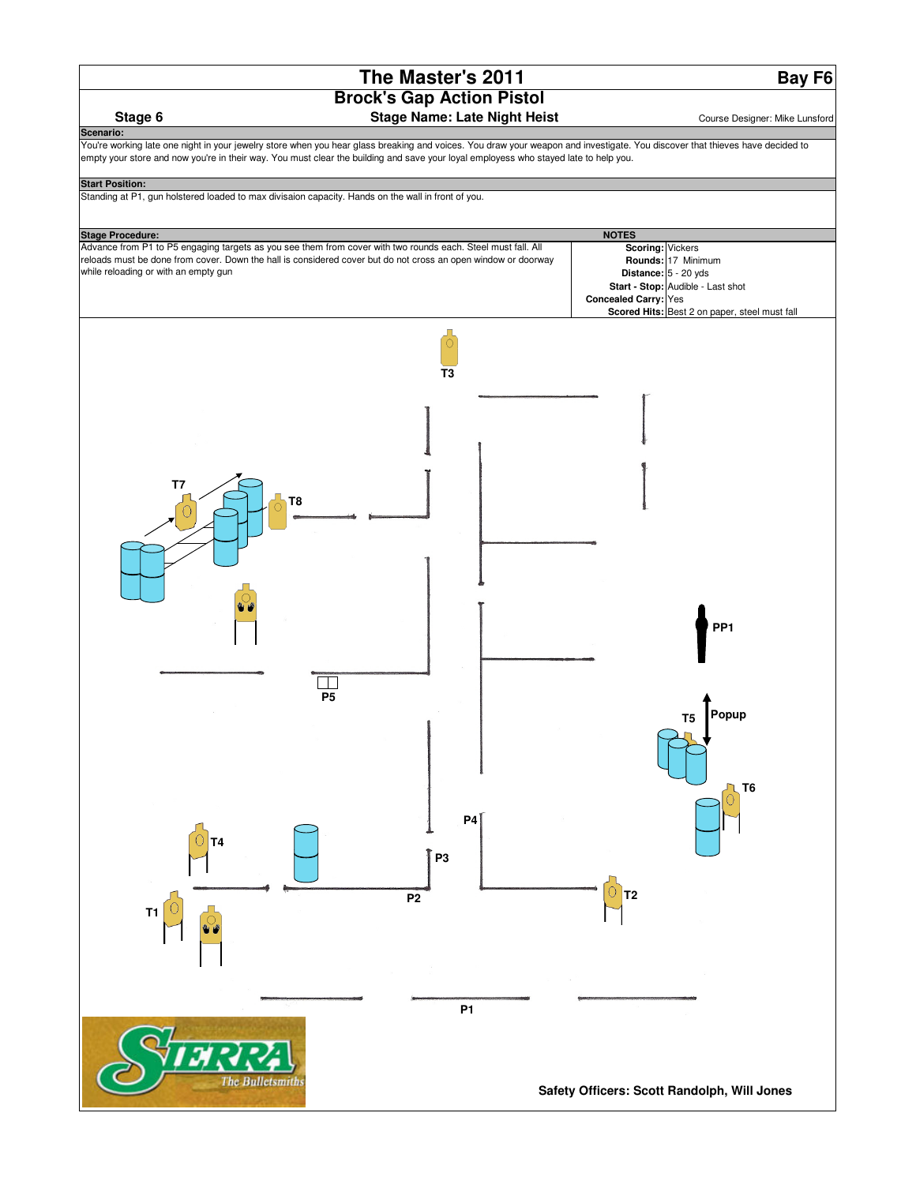# The Master's 2011

**Bay F6**

## Brock's Gap Action Pistol

**Stage 6** — **Stage Name: Late Night Heist** — Course Designer: Mike Lunsford

**Scenario:**

You're working late one night in your jewelry store when you hear glass breaking and voices. You draw your weapon and investigate. You discover that thieves have decided to empty your store and now you're in their way. You must clear the building and save your loyal employess who stayed late to help you.

**Start Position:**

Standing at P1, gun holstered loaded to max divisaion capacity. Hands on the wall in front of you.

**Stage Procedure:**

Advance from P1 to P5 engaging targets as you see them from cover with two rounds each. Steel must fall. All reloads must be done from cover. Down the hall is considered cover but do not cross an open window or doorway while reloading or with an empty gun

| NOTES | |
|---|---|
| Scoring: | Vickers |
| Rounds: | 17 Minimum |
| Distance: | 5 - 20 yds |
| Start - Stop: | Audible - Last shot |
| Concealed Carry: | Yes |
| Scored Hits: | Best 2 on paper, steel must fall |

T3

T7 T8

PP1

P5

T5 Popup

T6

P4

T4

P3

T2

P2

T1

P1

**Safety Officers: Scott Randolph, Will Jones**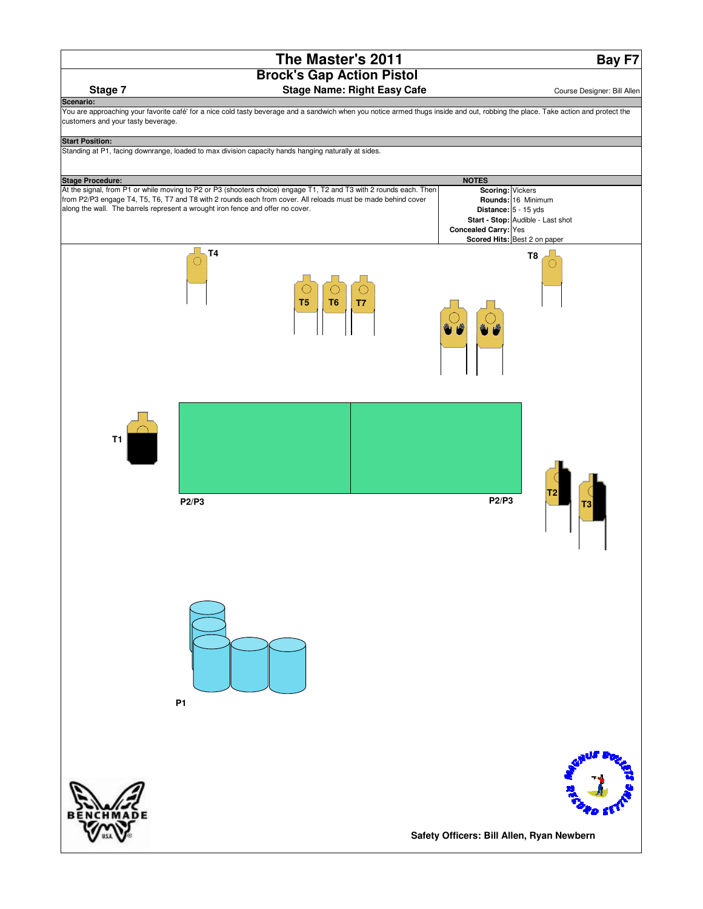# The Master's 2011

**Bay F7**

## Brock's Gap Action Pistol

**Stage 7** | **Stage Name: Right Easy Cafe** | Course Designer: Bill Allen

**Scenario:**

You are approaching your favorite café' for a nice cold tasty beverage and a sandwich when you notice armed thugs inside and out, robbing the place. Take action and protect the customers and your tasty beverage.

**Start Position:**

Standing at P1, facing downrange, loaded to max division capacity hands hanging naturally at sides.

**Stage Procedure:**

At the signal, from P1 or while moving to P2 or P3 (shooters choice) engage T1, T2 and T3 with 2 rounds each. Then from P2/P3 engage T4, T5, T6, T7 and T8 with 2 rounds each from cover. All reloads must be made behind cover along the wall. The barrels represent a wrought iron fence and offer no cover.

**NOTES**

| | |
|---|---|
| **Scoring:** | Vickers |
| **Rounds:** | 16 Minimum |
| **Distance:** | 5 - 15 yds |
| **Start - Stop:** | Audible - Last shot |
| **Concealed Carry:** | Yes |
| **Scored Hits:** | Best 2 on paper |

T4 T5 T6 T7 T8

T1 T2 T3

P2/P3 P2/P3

P1

**Safety Officers: Bill Allen, Ryan Newbern**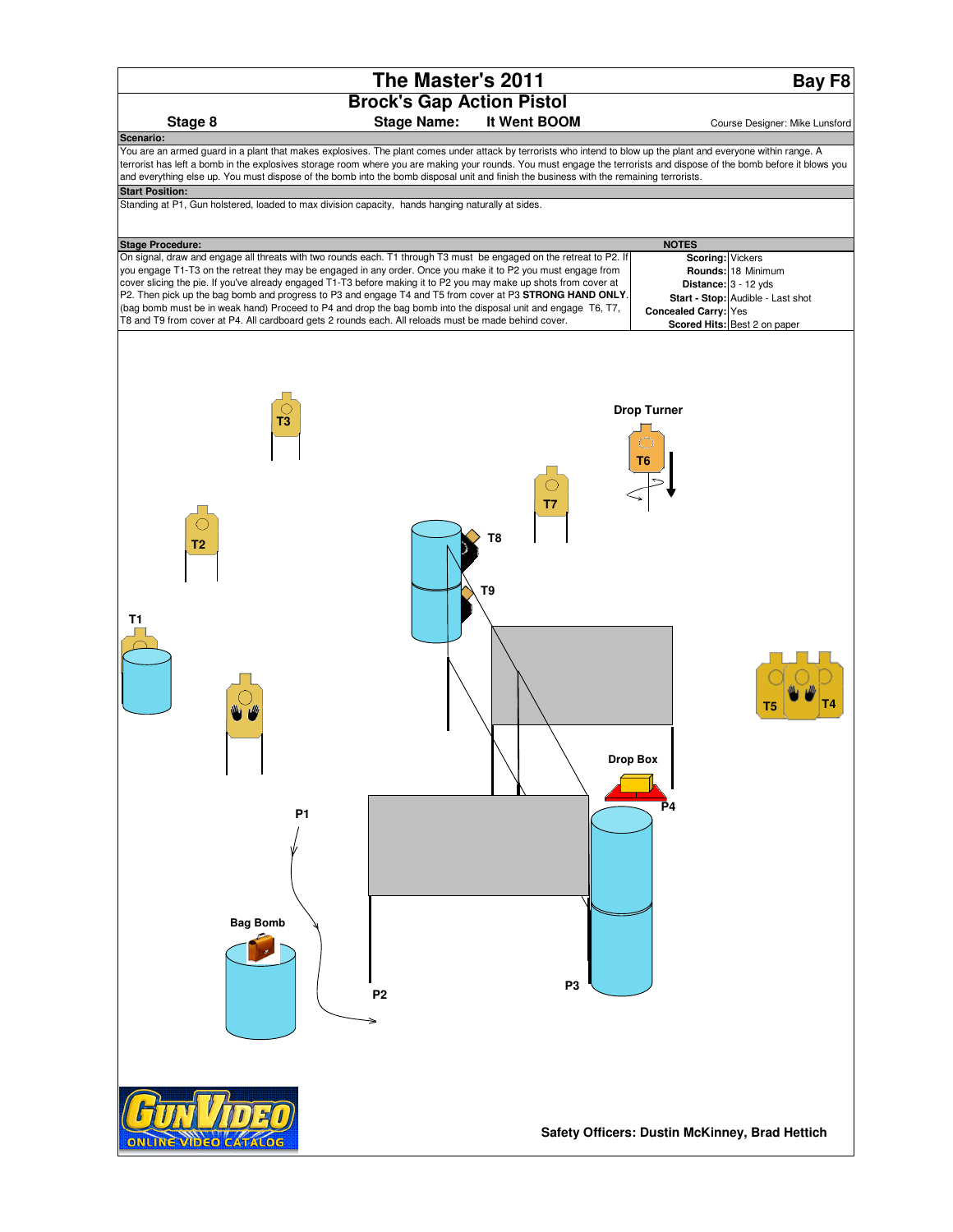# The Master's 2011

**Bay F8**

## Brock's Gap Action Pistol

**Stage 8** | **Stage Name: It Went BOOM** | Course Designer: Mike Lunsford

**Scenario:**

You are an armed guard in a plant that makes explosives. The plant comes under attack by terrorists who intend to blow up the plant and everyone within range. A terrorist has left a bomb in the explosives storage room where you are making your rounds. You must engage the terrorists and dispose of the bomb before it blows you and everything else up. You must dispose of the bomb into the bomb disposal unit and finish the business with the remaining terrorists.

**Start Position:**

Standing at P1, Gun holstered, loaded to max division capacity, hands hanging naturally at sides.

**Stage Procedure:**

On signal, draw and engage all threats with two rounds each. T1 through T3 must be engaged on the retreat to P2. If you engage T1-T3 on the retreat they may be engaged in any order. Once you make it to P2 you must engage from cover slicing the pie. If you've already engaged T1-T3 before making it to P2 you may make up shots from cover at P2. Then pick up the bag bomb and progress to P3 and engage T4 and T5 from cover at P3 **STRONG HAND ONLY**. (bag bomb must be in weak hand) Proceed to P4 and drop the bag bomb into the disposal unit and engage T6, T7, T8 and T9 from cover at P4. All cardboard gets 2 rounds each. All reloads must be made behind cover.

**NOTES**

| | |
|---|---|
| **Scoring:** | Vickers |
| **Rounds:** | 18 Minimum |
| **Distance:** | 3 - 12 yds |
| **Start - Stop:** | Audible - Last shot |
| **Concealed Carry:** | Yes |
| **Scored Hits:** | Best 2 on paper |

T3, Drop Turner, T6, T7, T2, T8, T9, T1, T5, T4, Drop Box, P4, P1, Bag Bomb, P2, P3

**Safety Officers: Dustin McKinney, Brad Hettich**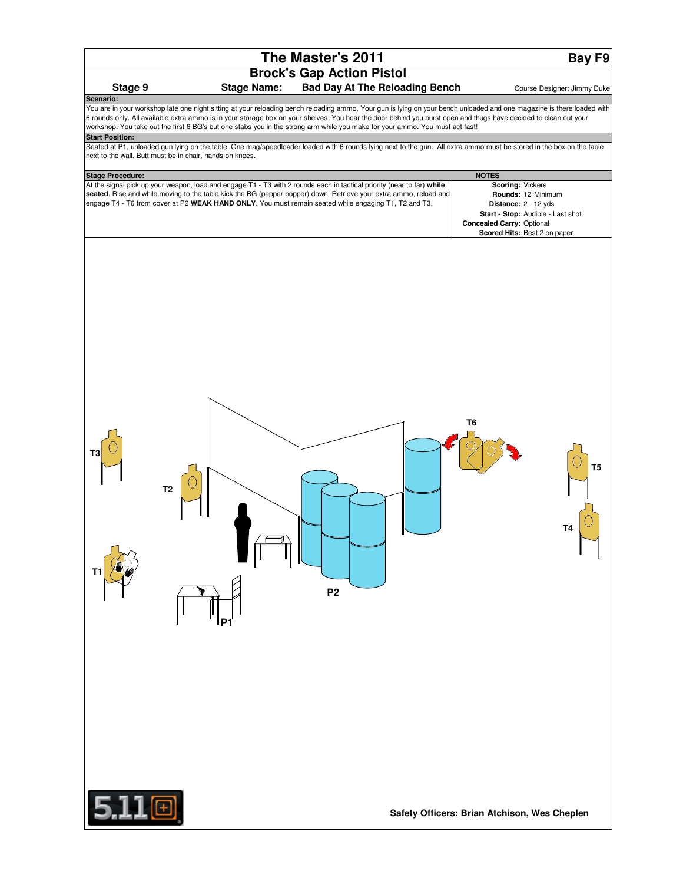# The Master's 2011

**Bay F9**

## Brock's Gap Action Pistol

**Stage 9** **Stage Name:** **Bad Day At The Reloading Bench**

Course Designer: Jimmy Duke

**Scenario:**

You are in your workshop late one night sitting at your reloading bench reloading ammo. Your gun is lying on your bench unloaded and one magazine is there loaded with 6 rounds only. All available extra ammo is in your storage box on your shelves. You hear the door behind you burst open and thugs have decided to clean out your workshop. You take out the first 6 BG's but one stabs you in the strong arm while you make for your ammo. You must act fast!

**Start Position:**

Seated at P1, unloaded gun lying on the table. One mag/speedloader loaded with 6 rounds lying next to the gun. All extra ammo must be stored in the box on the table next to the wall. Butt must be in chair, hands on knees.

**Stage Procedure:**

At the signal pick up your weapon, load and engage T1 - T3 with 2 rounds each in tactical priority (near to far) **while seated**. Rise and while moving to the table kick the BG (pepper popper) down. Retrieve your extra ammo, reload and engage T4 - T6 from cover at P2 **WEAK HAND ONLY**. You must remain seated while engaging T1, T2 and T3.

**NOTES**

| | |
|---|---|
| **Scoring:** | Vickers |
| **Rounds:** | 12 Minimum |
| **Distance:** | 2 - 12 yds |
| **Start - Stop:** | Audible - Last shot |
| **Concealed Carry:** | Optional |
| **Scored Hits:** | Best 2 on paper |

T3 T2 T1 T6 T5 T4 P1 P2

**Safety Officers: Brian Atchison, Wes Cheplen**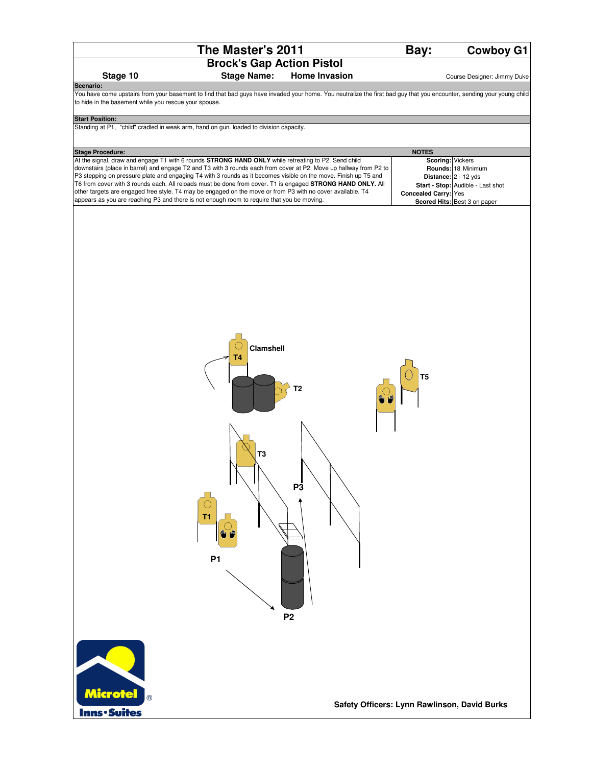# The Master's 2011

**Bay: Cowboy G1**

## Brock's Gap Action Pistol

**Stage 10** **Stage Name: Home Invasion** Course Designer: Jimmy Duke

**Scenario:**

You have come upstairs from your basement to find that bad guys have invaded your home. You neutralize the first bad guy that you encounter, sending your young child to hide in the basement while you rescue your spouse.

**Start Position:**

Standing at P1, "child" cradled in weak arm, hand on gun. loaded to division capacity.

**Stage Procedure:**

At the signal, draw and engage T1 with 6 rounds **STRONG HAND ONLY** while retreating to P2. Send child downstairs (place in barrel) and engage T2 and T3 with 3 rounds each from cover at P2. Move up hallway from P2 to P3 stepping on pressure plate and engaging T4 with 3 rounds as it becomes visible on the move. Finish up T5 and T6 from cover with 3 rounds each. All reloads must be done from cover. T1 is engaged **STRONG HAND ONLY.** All other targets are engaged free style. T4 may be engaged on the move or from P3 with no cover available. T4 appears as you are reaching P3 and there is not enough room to require that you be moving.

**NOTES**

| | |
|---|---|
| Scoring: | Vickers |
| Rounds: | 18 Minimum |
| Distance: | 2 - 12 yds |
| Start - Stop: | Audible - Last shot |
| Concealed Carry: | Yes |
| Scored Hits: | Best 3 on paper |

Clamshell

T4 T2 T5 T3 P3 T1 P1 P2

**Safety Officers: Lynn Rawlinson, David Burks**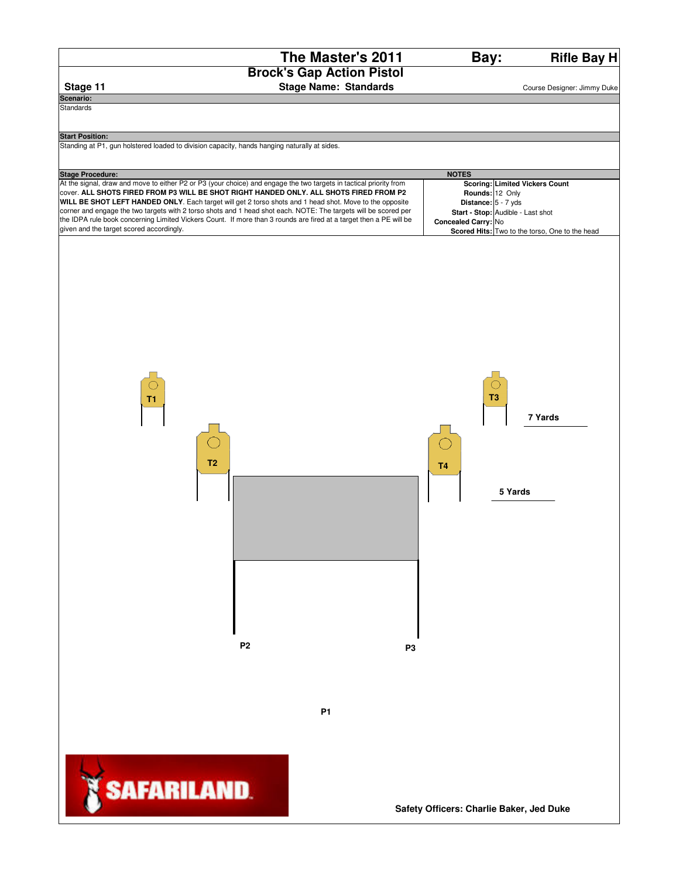# The Master's 2011

## Brock's Gap Action Pistol

**Bay:** Rifle Bay H

**Stage 11** — **Stage Name: Standards** — Course Designer: Jimmy Duke

**Scenario:**

Standards

**Start Position:**

Standing at P1, gun holstered loaded to division capacity, hands hanging naturally at sides.

**Stage Procedure:**

At the signal, draw and move to either P2 or P3 (your choice) and engage the two targets in tactical priority from cover. **ALL SHOTS FIRED FROM P3 WILL BE SHOT RIGHT HANDED ONLY. ALL SHOTS FIRED FROM P2 WILL BE SHOT LEFT HANDED ONLY**. Each target will get 2 torso shots and 1 head shot. Move to the opposite corner and engage the two targets with 2 torso shots and 1 head shot each. NOTE: The targets will be scored per the IDPA rule book concerning Limited Vickers Count. If more than 3 rounds are fired at a target then a PE will be given and the target scored accordingly.

**NOTES**

| | |
|---|---|
| **Scoring:** | **Limited Vickers Count** |
| **Rounds:** | 12 Only |
| **Distance:** | 5 - 7 yds |
| **Start - Stop:** | Audible - Last shot |
| **Concealed Carry:** | No |
| **Scored Hits:** | Two to the torso, One to the head |

T1 T3 7 Yards

T2 T4 5 Yards

P2 P3

P1

SAFARILAND

**Safety Officers: Charlie Baker, Jed Duke**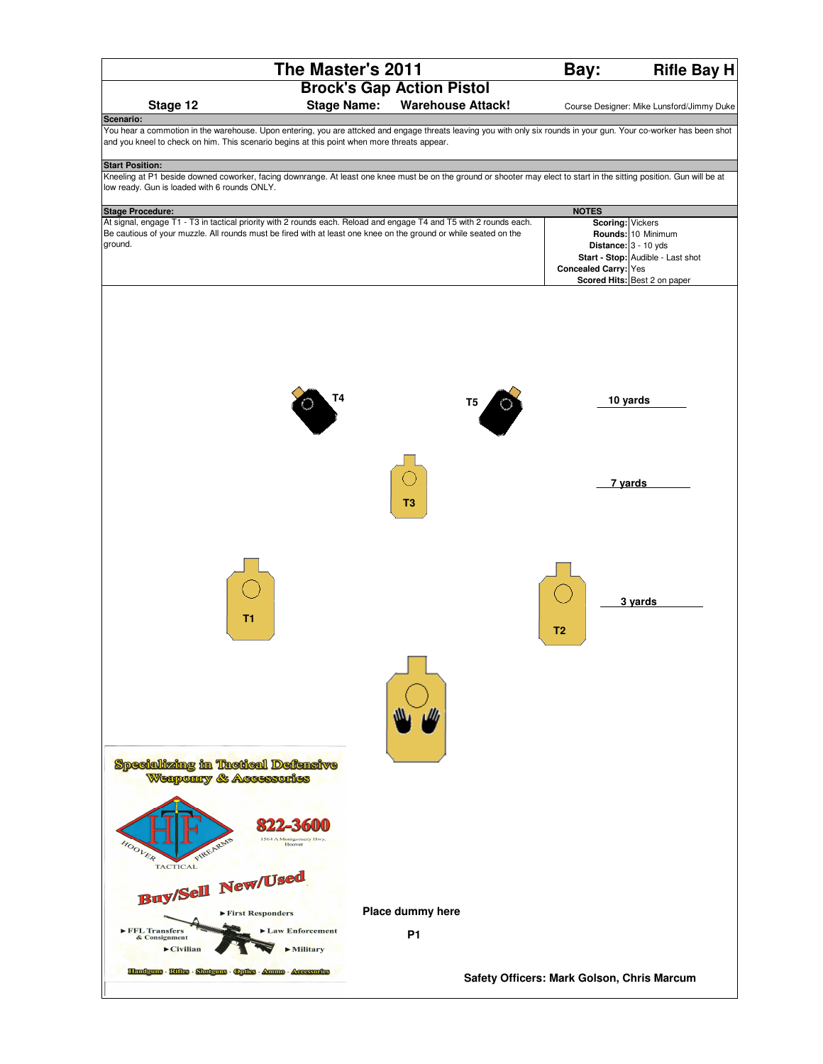# The Master's 2011

**Bay:** Rifle Bay H

## Brock's Gap Action Pistol

**Stage 12** | **Stage Name:** Warehouse Attack! | Course Designer: Mike Lunsford/Jimmy Duke

**Scenario:**

You hear a commotion in the warehouse. Upon entering, you are attcked and engage threats leaving you with only six rounds in your gun. Your co-worker has been shot and you kneel to check on him. This scenario begins at this point when more threats appear.

**Start Position:**

Kneeling at P1 beside downed coworker, facing downrange. At least one knee must be on the ground or shooter may elect to start in the sitting position. Gun will be at low ready. Gun is loaded with 6 rounds ONLY.

**Stage Procedure:**

At signal, engage T1 - T3 in tactical priority with 2 rounds each. Reload and engage T4 and T5 with 2 rounds each. Be cautious of your muzzle. All rounds must be fired with at least one knee on the ground or while seated on the ground.

**NOTES**

| | |
|---|---|
| **Scoring:** | Vickers |
| **Rounds:** | 10 Minimum |
| **Distance:** | 3 - 10 yds |
| **Start - Stop:** | Audible - Last shot |
| **Concealed Carry:** | Yes |
| **Scored Hits:** | Best 2 on paper |

T4

T5

10 yards

T3

7 yards

T1

T2

3 yards

Specializing in Tactical Defensive Weaponry & Accessories

HF Hoover Firearms Tactical

822-3600

1564 A Montgomery Hwy. Hoover

Buy/Sell New/Used

► First Responders

► FFL Transfers & Consignment

► Law Enforcement

► Civilian

► Military

Handguns · Rifles · Shotguns · Optics · Ammo · Accessories

Place dummy here

P1

Safety Officers: Mark Golson, Chris Marcum